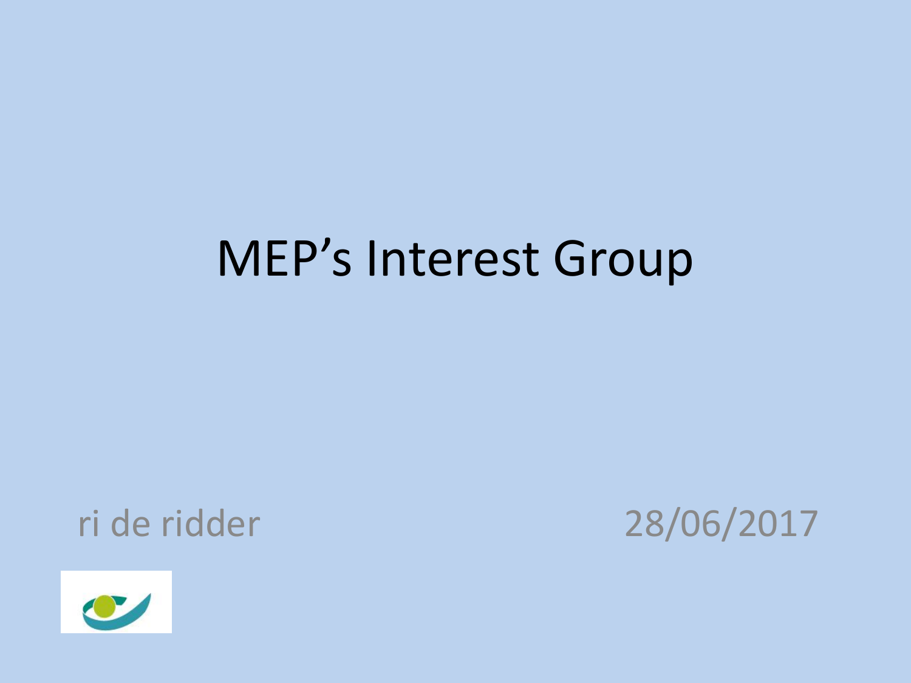# MEP's Interest Group

ri de ridder

28/06/2017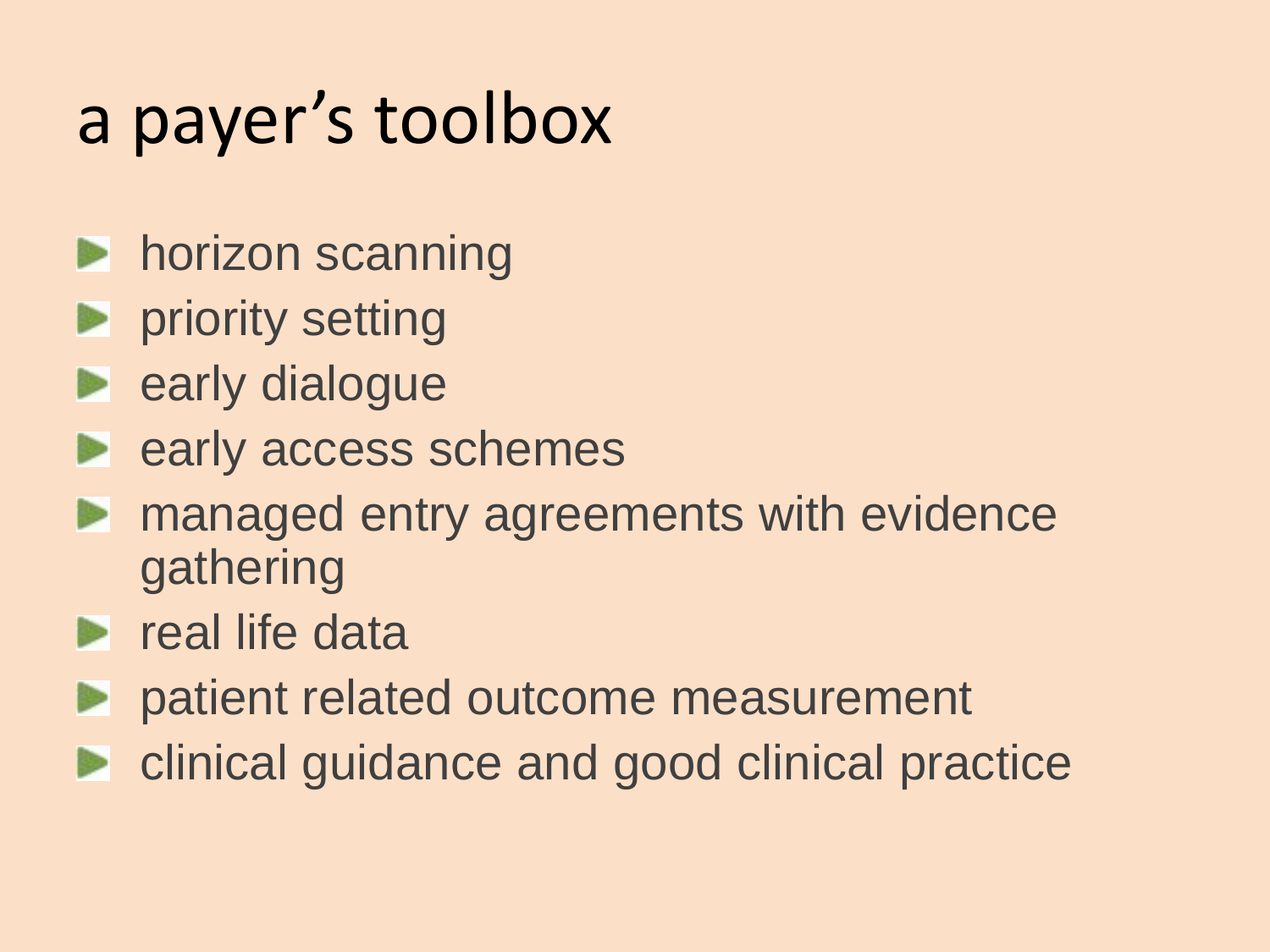# a payer's toolbox

- horizon scanning
- priority setting
- early dialogue
- early access schemes
- managed entry agreements with evidence gathering
- real life data
- patient related outcome measurement
- clinical guidance and good clinical practice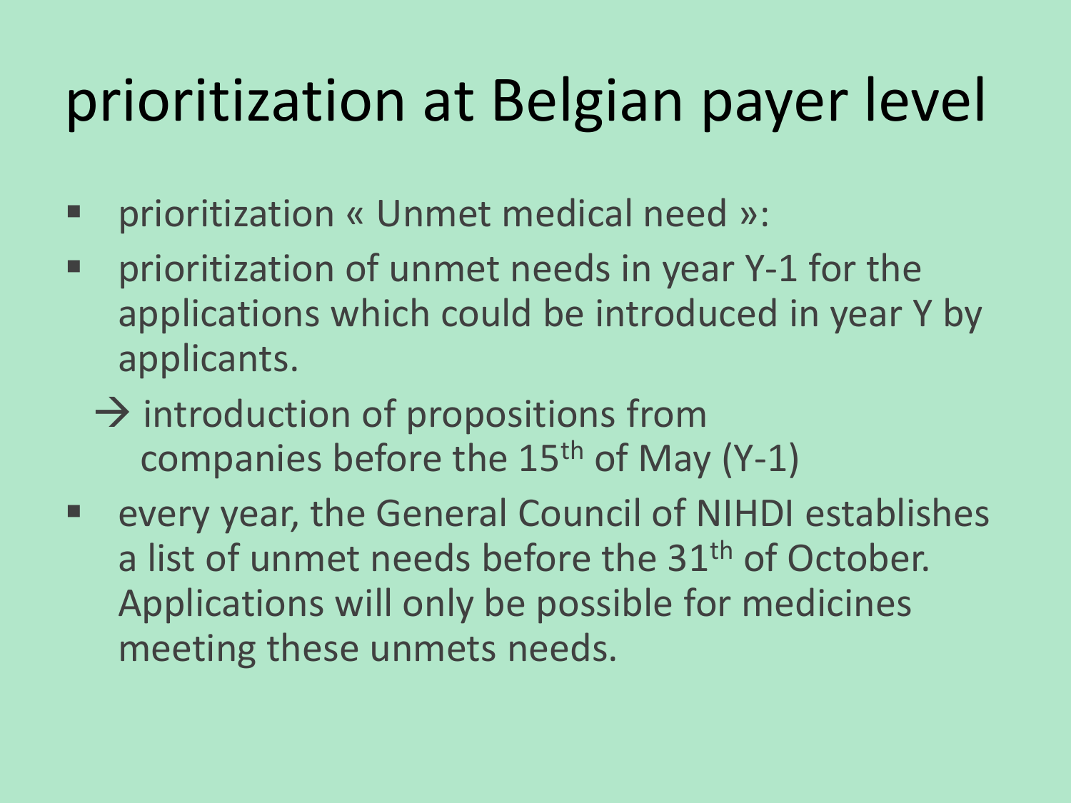# prioritization at Belgian payer level

- prioritization « Unmet medical need »:
- prioritization of unmet needs in year Y-1 for the applications which could be introduced in year Y by applicants.

  → introduction of propositions from companies before the 15th of May (Y-1)
- every year, the General Council of NIHDI establishes a list of unmet needs before the 31th of October. Applications will only be possible for medicines meeting these unmets needs.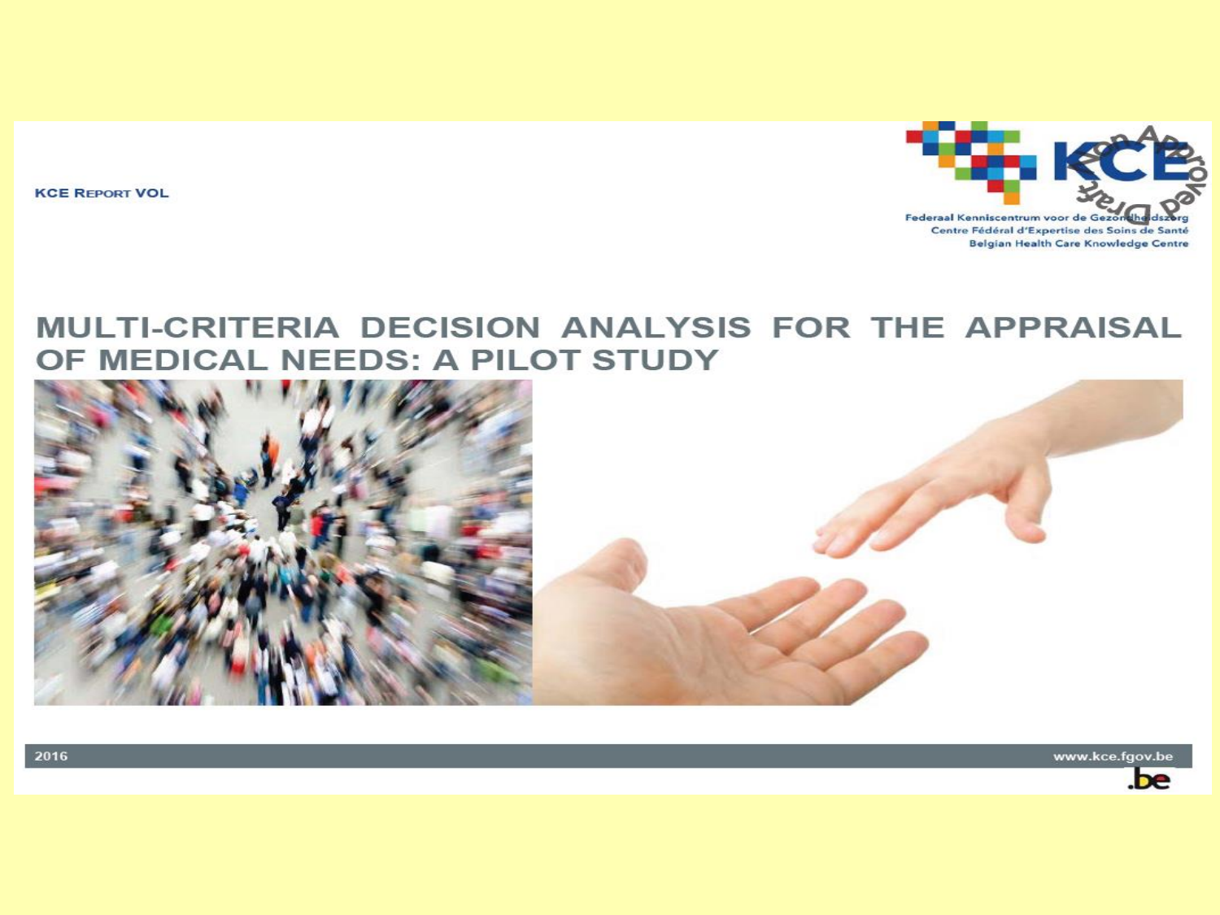KCE REPORT VOL

Federaal Kenniscentrum voor de Gezondheidszorg
Centre Fédéral d'Expertise des Soins de Santé
Belgian Health Care Knowledge Centre

# MULTI-CRITERIA DECISION ANALYSIS FOR THE APPRAISAL OF MEDICAL NEEDS: A PILOT STUDY

2016

www.kce.fgov.be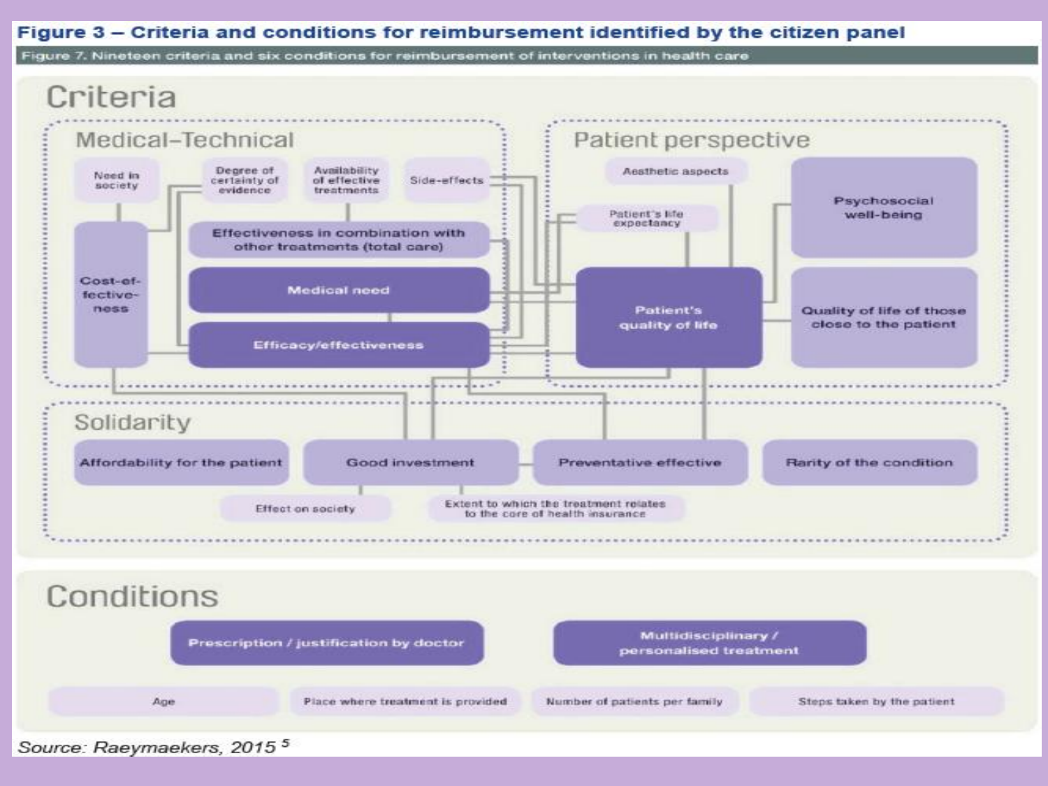**Figure 3 – Criteria and conditions for reimbursement identified by the citizen panel**

Figure 7. Nineteen criteria and six conditions for reimbursement of interventions in health care

# Criteria

## Medical–Technical

- Need in society
- Degree of certainty of evidence
- Availability of effective treatments
- Side-effects
- Cost-effectiveness
- Effectiveness in combination with other treatments (total care)
- Medical need
- Efficacy/effectiveness

## Patient perspective

- Aesthetic aspects
- Patient's life expectancy
- Psychosocial well-being
- Patient's quality of life
- Quality of life of those close to the patient

## Solidarity

- Affordability for the patient
- Good investment
- Preventative effective
- Rarity of the condition
- Effect on society
- Extent to which the treatment relates to the core of health insurance

# Conditions

- Prescription / justification by doctor
- Multidisciplinary / personalised treatment
- Age
- Place where treatment is provided
- Number of patients per family
- Steps taken by the patient

*Source: Raeymaekers, 2015* [5]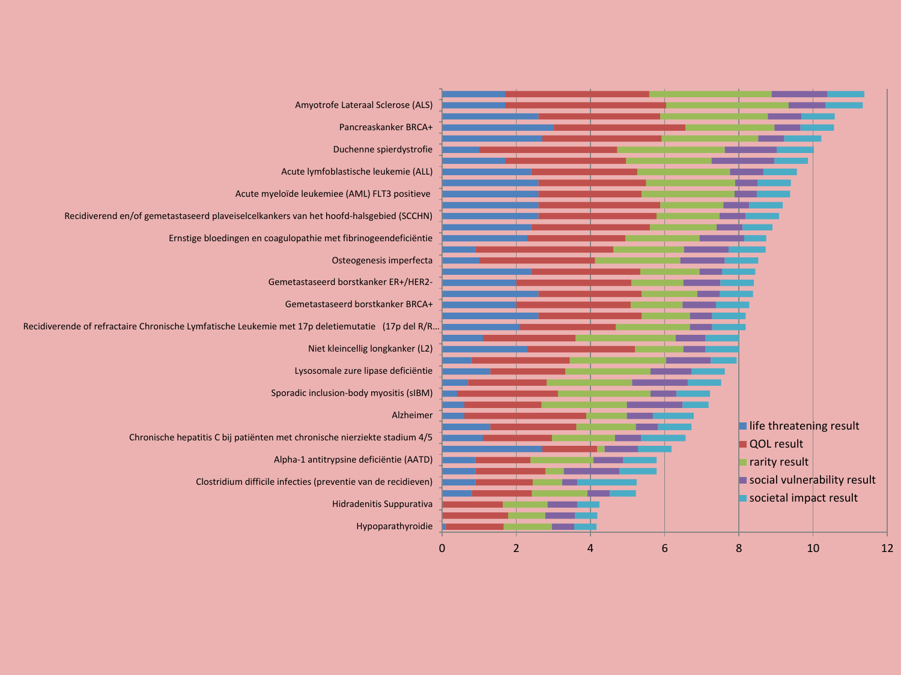Amyotrofe Lateraal Sclerose (ALS)

Pancreaskanker BRCA+

Duchenne spierdystrofie

Acute lymfoblastische leukemie (ALL)

Acute myeloïde leukemiee (AML) FLT3 positieve

Recidiverend en/of gemetastaseerd plaveiselcelkankers van het hoofd-halsgebied (SCCHN)

Ernstige bloedingen en coagulopathie met fibrinogeendeficiëntie

Osteogenesis imperfecta

Gemetastaseerd borstkanker ER+/HER2-

Gemetastaseerd borstkanker BRCA+

Recidiverende of refractaire Chronische Lymfatische Leukemie met 17p deletiemutatie (17p del R/R...

Niet kleincellig longkanker (L2)

Lysosomale zure lipase deficiëntie

Sporadic inclusion-body myositis (sIBM)

Alzheimer

Chronische hepatitis C bij patiënten met chronische nierziekte stadium 4/5

Alpha-1 antitrypsine deficiëntie (AATD)

Clostridium difficile infecties (preventie van de recidieven)

Hidradenitis Suppurativa

Hypoparathyroidie

0 2 4 6 8 10 12

- life threatening result
- QOL result
- rarity result
- social vulnerability result
- societal impact result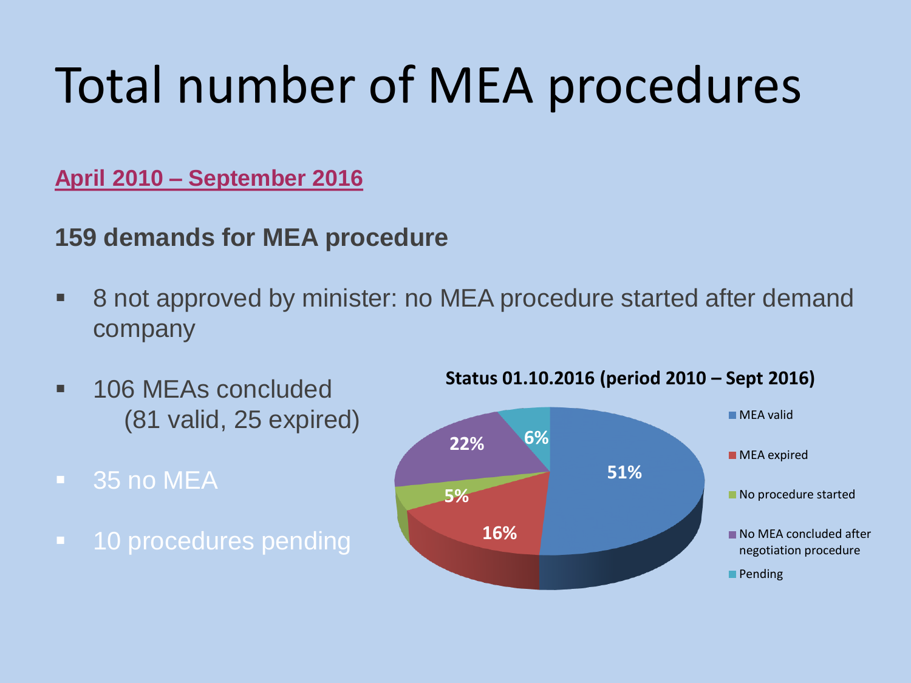# Total number of MEA procedures

**April 2010 – September 2016**

**159 demands for MEA procedure**

- 8 not approved by minister: no MEA procedure started after demand company
- 106 MEAs concluded
  (81 valid, 25 expired)
- 35 no MEA
- 10 procedures pending

**Status 01.10.2016 (period 2010 – Sept 2016)**

| Status | Share |
|---|---|
| MEA valid | 51% |
| MEA expired | 16% |
| No procedure started | 5% |
| No MEA concluded after negotiation procedure | 22% |
| Pending | 6% |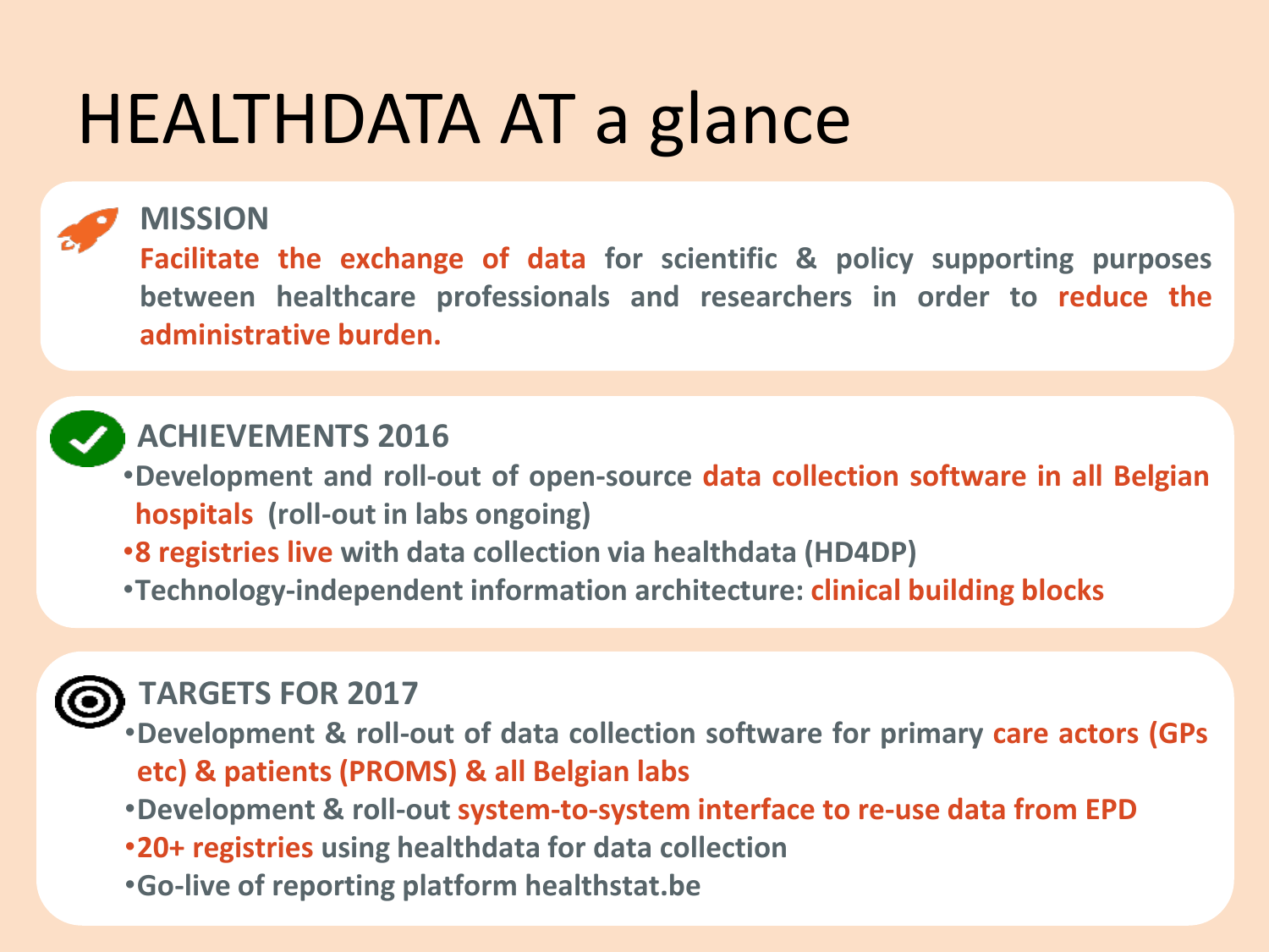# HEALTHDATA AT a glance

## MISSION

**Facilitate the exchange of data** for scientific & policy supporting purposes between healthcare professionals and researchers in order to **reduce the administrative burden.**

## ACHIEVEMENTS 2016

- Development and roll-out of open-source **data collection software in all Belgian hospitals** (roll-out in labs ongoing)
- **8 registries live** with data collection via healthdata (HD4DP)
- Technology-independent information architecture: **clinical building blocks**

## TARGETS FOR 2017

- Development & roll-out of data collection software for primary **care actors (GPs etc) & patients (PROMS) & all Belgian labs**
- Development & roll-out **system-to-system interface to re-use data from EPD**
- **20+ registries** using healthdata for data collection
- Go-live of reporting platform healthstat.be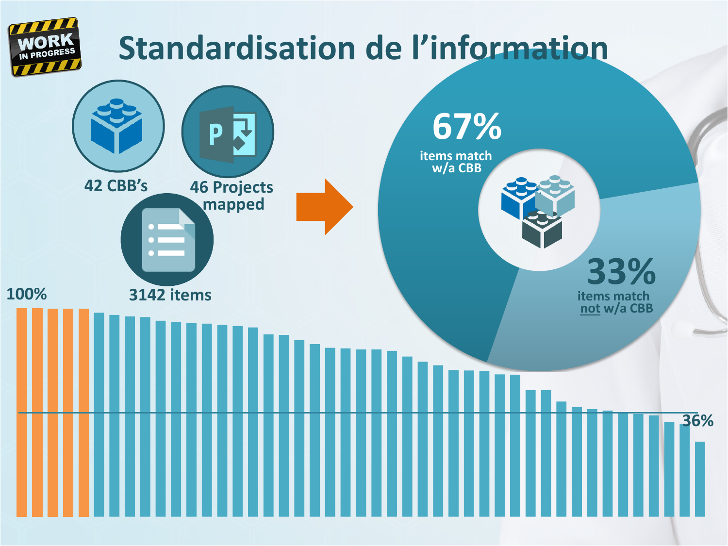# Standardisation de l'information

WORK IN PROGRESS

42 CBB's

46 Projects mapped

3142 items

**67%** items match w/a CBB

**33%** items match not w/a CBB

100%

36%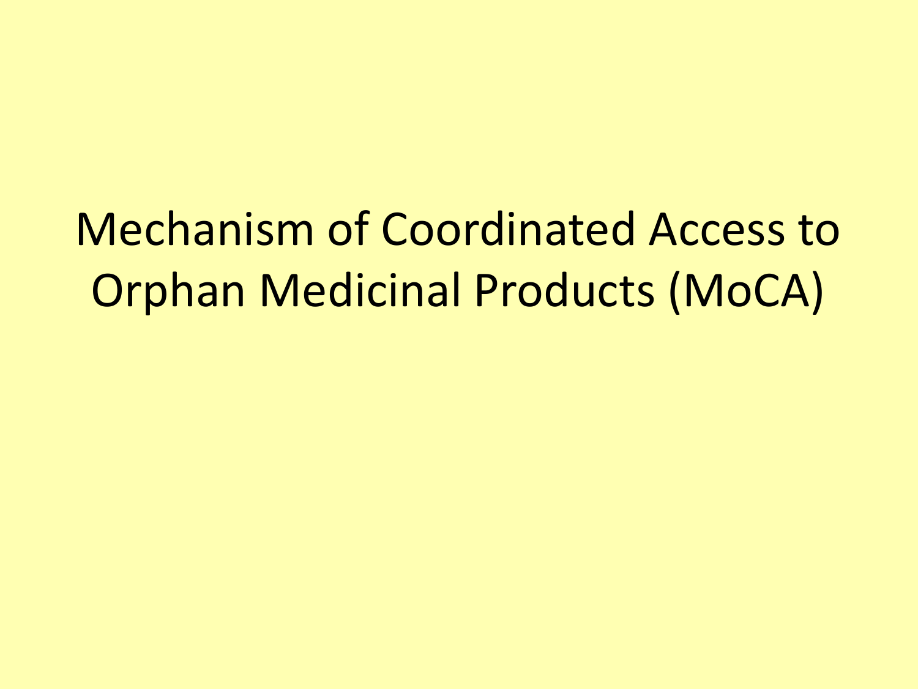# Mechanism of Coordinated Access to Orphan Medicinal Products (MoCA)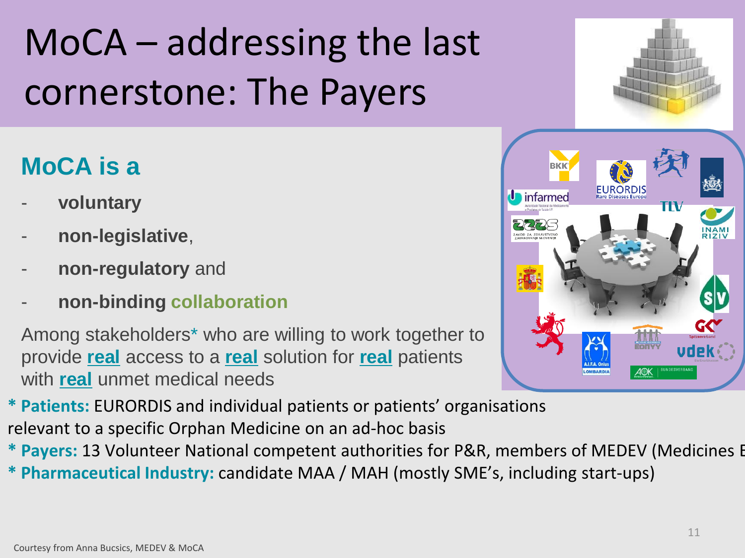# MoCA – addressing the last cornerstone: The Payers

## MoCA is a

- **voluntary**
- **non-legislative**,
- **non-regulatory** and
- **non-binding collaboration**

Among stakeholders* who are willing to work together to provide **real** access to a **real** solution for **real** patients with **real** unmet medical needs

**\* Patients:** EURORDIS and individual patients or patients' organisations relevant to a specific Orphan Medicine on an ad-hoc basis

**\* Payers:** 13 Volunteer National competent authorities for P&R, members of MEDEV (Medicines E

**\* Pharmaceutical Industry:** candidate MAA / MAH (mostly SME's, including start-ups)

Courtesy from Anna Bucsics, MEDEV & MoCA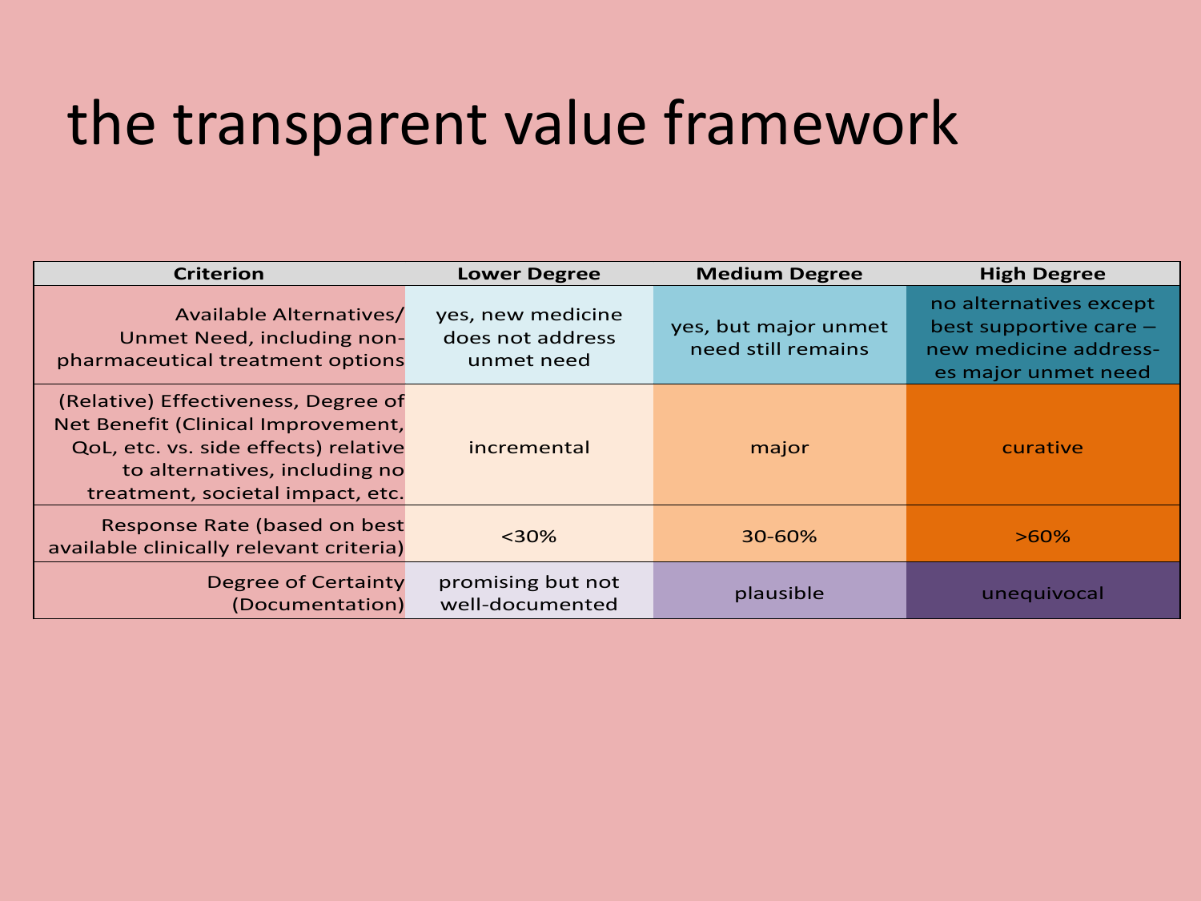# the transparent value framework

| Criterion | Lower Degree | Medium Degree | High Degree |
| --- | --- | --- | --- |
| Available Alternatives/ Unmet Need, including non-pharmaceutical treatment options | yes, new medicine does not address unmet need | yes, but major unmet need still remains | no alternatives except best supportive care – new medicine addresses major unmet need |
| (Relative) Effectiveness, Degree of Net Benefit (Clinical Improvement, QoL, etc. vs. side effects) relative to alternatives, including no treatment, societal impact, etc. | incremental | major | curative |
| Response Rate (based on best available clinically relevant criteria) | <30% | 30-60% | >60% |
| Degree of Certainty (Documentation) | promising but not well-documented | plausible | unequivocal |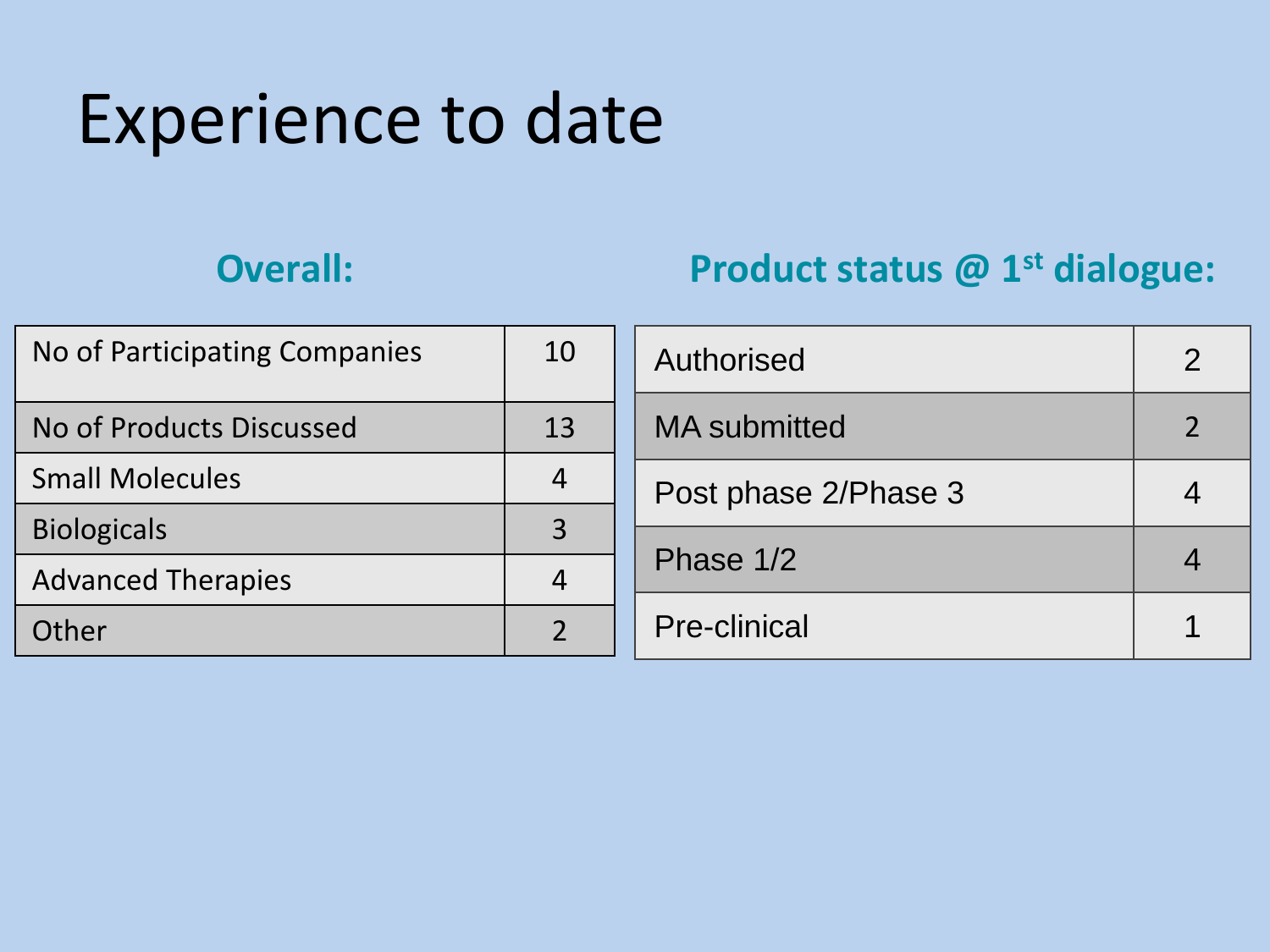# Experience to date

### Overall:

| No of Participating Companies | 10 |
|---|---|
| No of Products Discussed | 13 |
| Small Molecules | 4 |
| Biologicals | 3 |
| Advanced Therapies | 4 |
| Other | 2 |

### Product status @ 1st dialogue:

| Authorised | 2 |
|---|---|
| MA submitted | 2 |
| Post phase 2/Phase 3 | 4 |
| Phase 1/2 | 4 |
| Pre-clinical | 1 |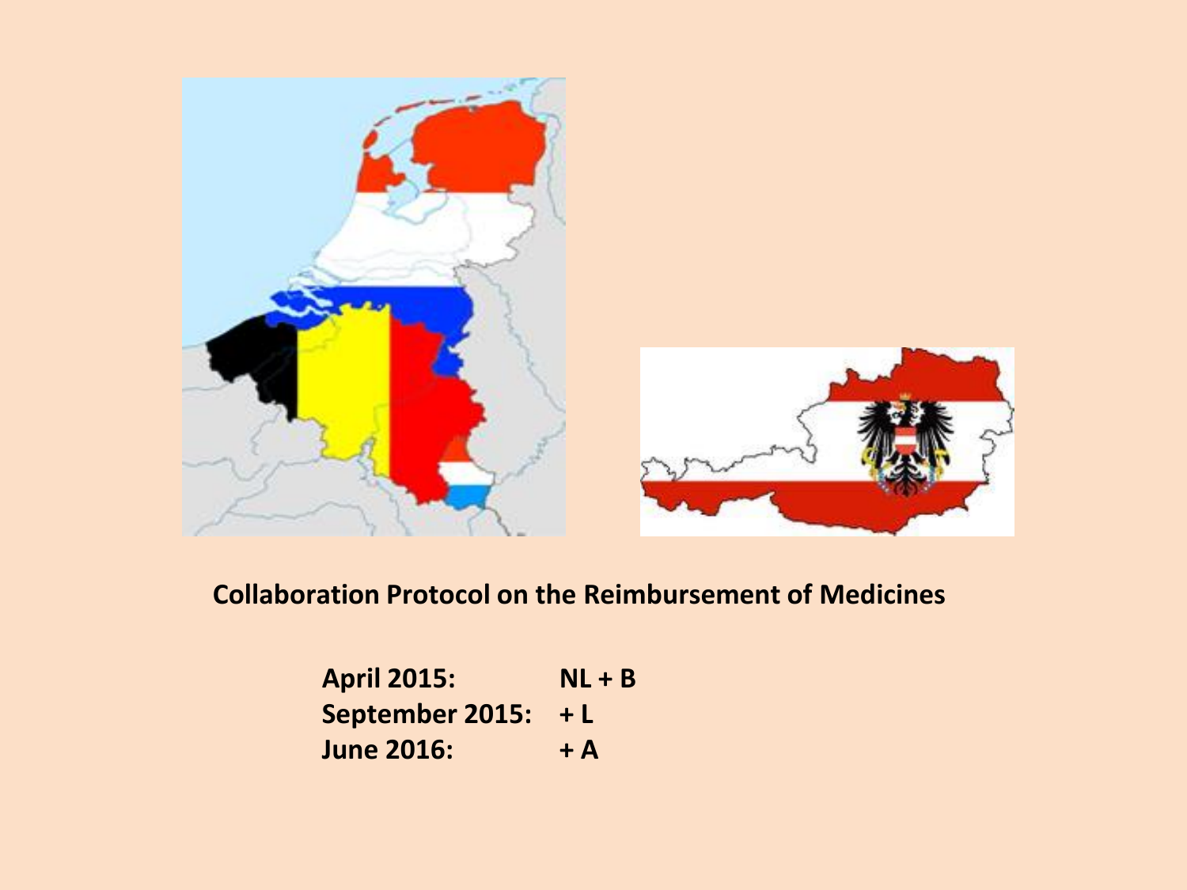**Collaboration Protocol on the Reimbursement of Medicines**

| | |
|---|---|
| **April 2015:** | **NL + B** |
| **September 2015:** | **+ L** |
| **June 2016:** | **+ A** |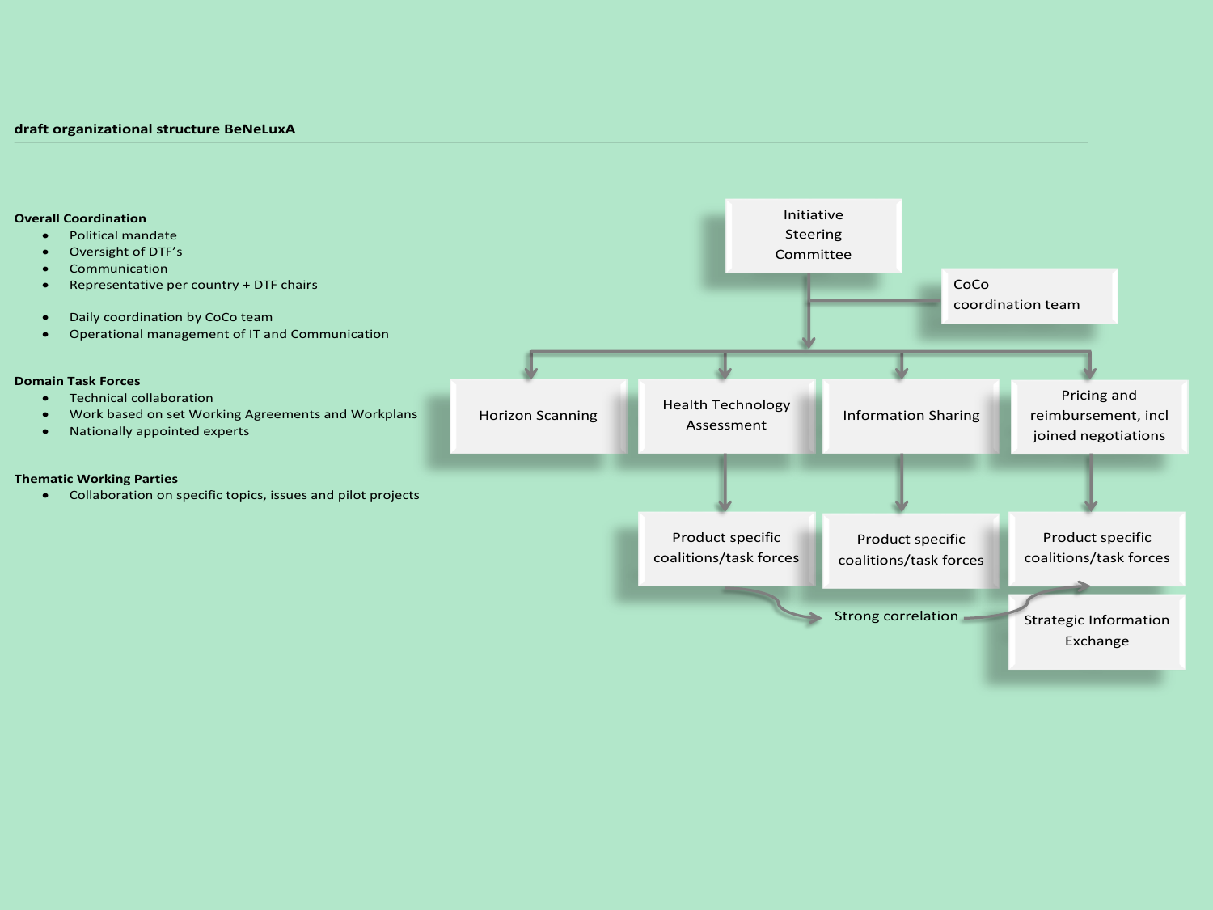**draft organizational structure BeNeLuxA**

---

**Overall Coordination**

- Political mandate
- Oversight of DTF's
- Communication
- Representative per country + DTF chairs

- Daily coordination by CoCo team
- Operational management of IT and Communication

**Domain Task Forces**

- Technical collaboration
- Work based on set Working Agreements and Workplans
- Nationally appointed experts

**Thematic Working Parties**

- Collaboration on specific topics, issues and pilot projects

Initiative Steering Committee

CoCo coordination team

Horizon Scanning

Health Technology Assessment

Information Sharing

Pricing and reimbursement, incl joined negotiations

Product specific coalitions/task forces

Product specific coalitions/task forces

Product specific coalitions/task forces

Strong correlation

Strategic Information Exchange